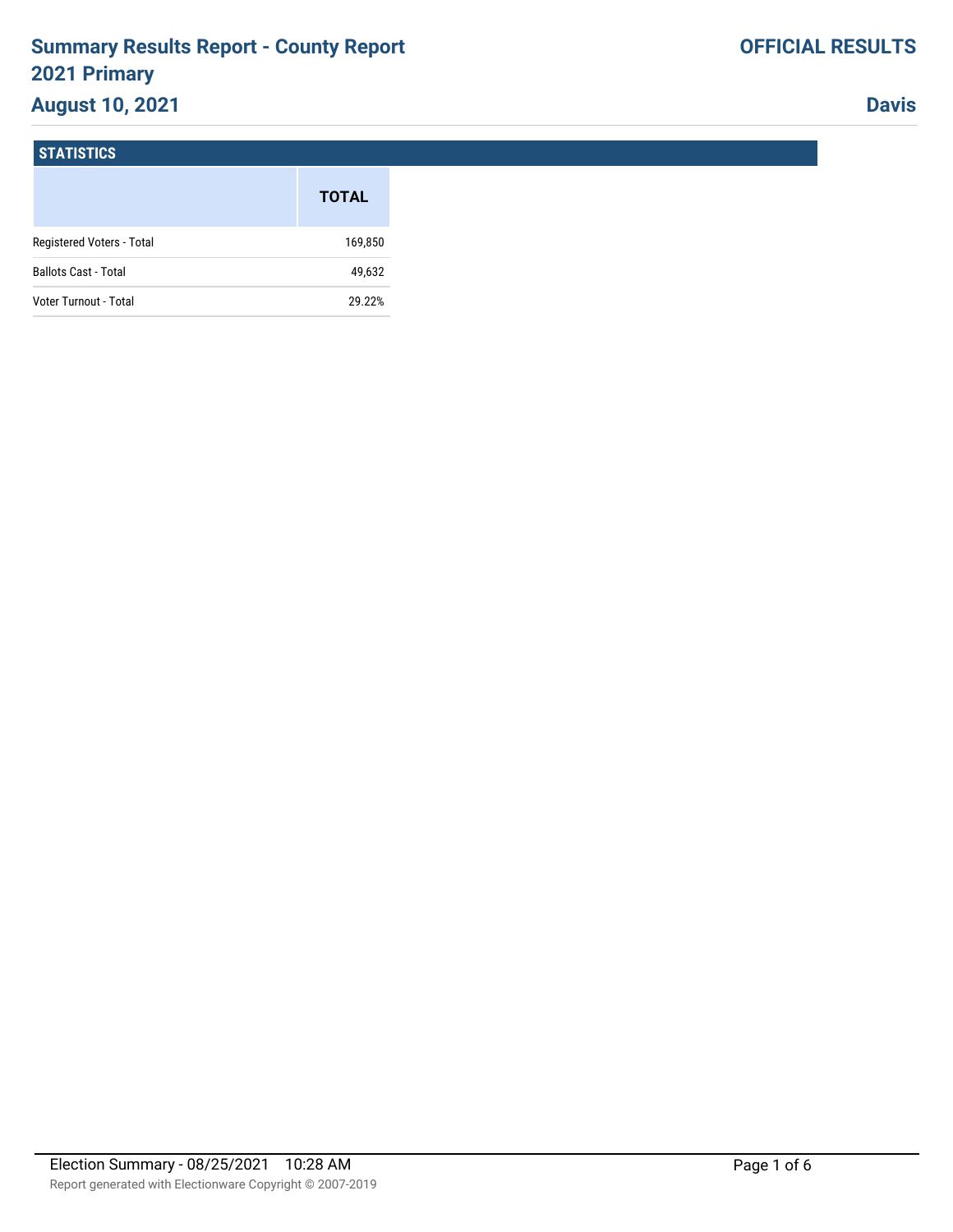# Summary Results Report - County Report 2021 Primary

## August 10, 2021

**OFFICIAL RESULTS**

**Davis**

### STATISTICS

| | TOTAL |
|---|---|
| Registered Voters - Total | 169,850 |
| Ballots Cast - Total | 49,632 |
| Voter Turnout - Total | 29.22% |

Election Summary - 08/25/2021 10:28 AM

Report generated with Electionware Copyright © 2007-2019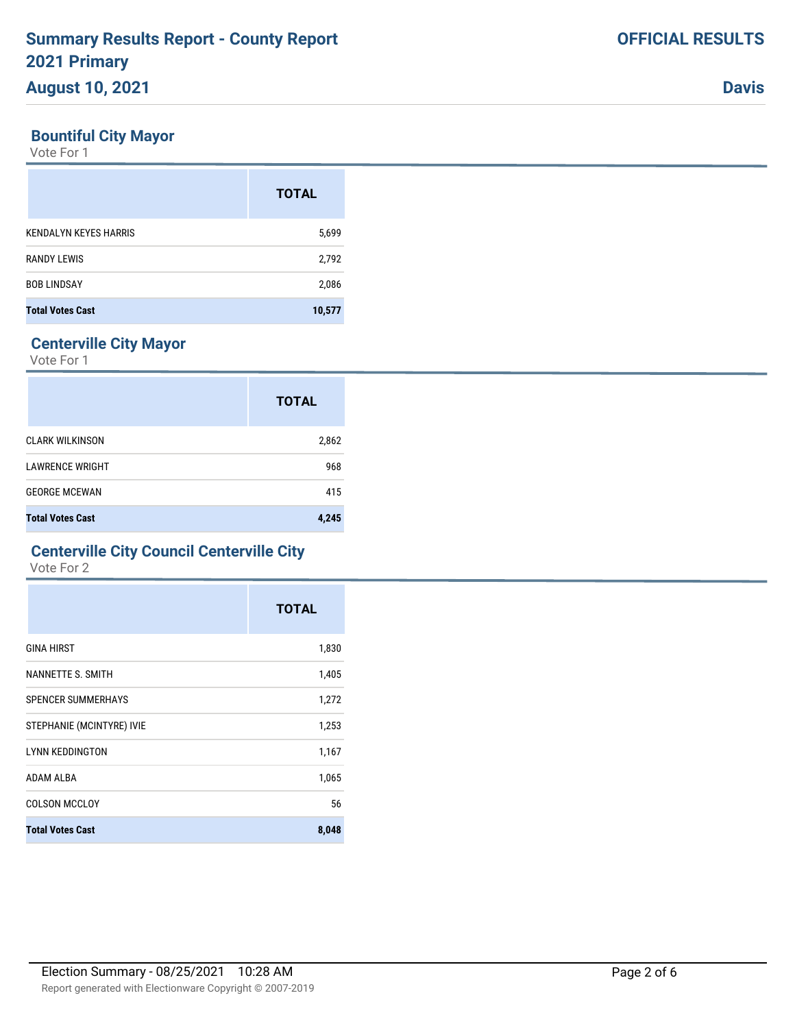# Summary Results Report - County Report
# 2021 Primary
# August 10, 2021

**OFFICIAL RESULTS**

**Davis**

## Bountiful City Mayor

Vote For 1

| | TOTAL |
|---|---|
| KENDALYN KEYES HARRIS | 5,699 |
| RANDY LEWIS | 2,792 |
| BOB LINDSAY | 2,086 |
| **Total Votes Cast** | **10,577** |

## Centerville City Mayor

Vote For 1

| | TOTAL |
|---|---|
| CLARK WILKINSON | 2,862 |
| LAWRENCE WRIGHT | 968 |
| GEORGE MCEWAN | 415 |
| **Total Votes Cast** | **4,245** |

## Centerville City Council Centerville City

Vote For 2

| | TOTAL |
|---|---|
| GINA HIRST | 1,830 |
| NANNETTE S. SMITH | 1,405 |
| SPENCER SUMMERHAYS | 1,272 |
| STEPHANIE (MCINTYRE) IVIE | 1,253 |
| LYNN KEDDINGTON | 1,167 |
| ADAM ALBA | 1,065 |
| COLSON MCCLOY | 56 |
| **Total Votes Cast** | **8,048** |

Election Summary - 08/25/2021 10:28 AM

Report generated with Electionware Copyright © 2007-2019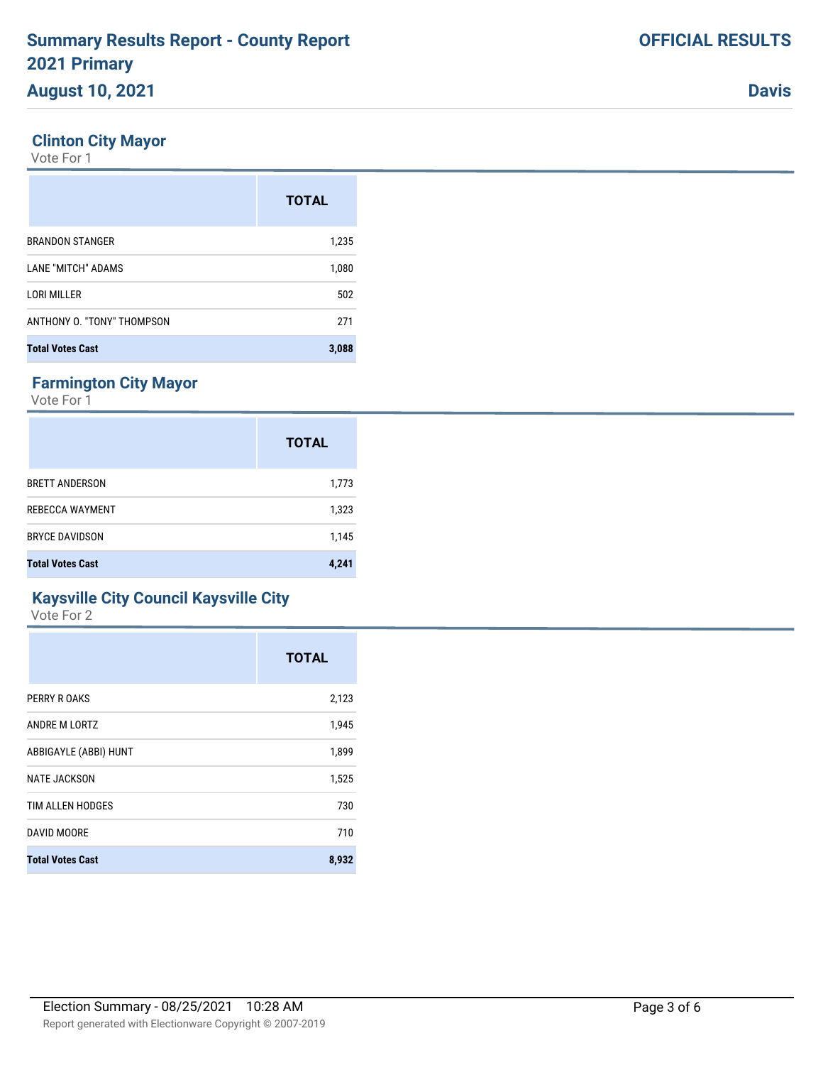# Summary Results Report - County Report
# 2021 Primary
# August 10, 2021

**OFFICIAL RESULTS**

**Davis**

## Clinton City Mayor

Vote For 1

| | TOTAL |
|---|---|
| BRANDON STANGER | 1,235 |
| LANE "MITCH" ADAMS | 1,080 |
| LORI MILLER | 502 |
| ANTHONY O. "TONY" THOMPSON | 271 |
| **Total Votes Cast** | **3,088** |

## Farmington City Mayor

Vote For 1

| | TOTAL |
|---|---|
| BRETT ANDERSON | 1,773 |
| REBECCA WAYMENT | 1,323 |
| BRYCE DAVIDSON | 1,145 |
| **Total Votes Cast** | **4,241** |

## Kaysville City Council Kaysville City

Vote For 2

| | TOTAL |
|---|---|
| PERRY R OAKS | 2,123 |
| ANDRE M LORTZ | 1,945 |
| ABBIGAYLE (ABBI) HUNT | 1,899 |
| NATE JACKSON | 1,525 |
| TIM ALLEN HODGES | 730 |
| DAVID MOORE | 710 |
| **Total Votes Cast** | **8,932** |

Election Summary - 08/25/2021 10:28 AM

Report generated with Electionware Copyright © 2007-2019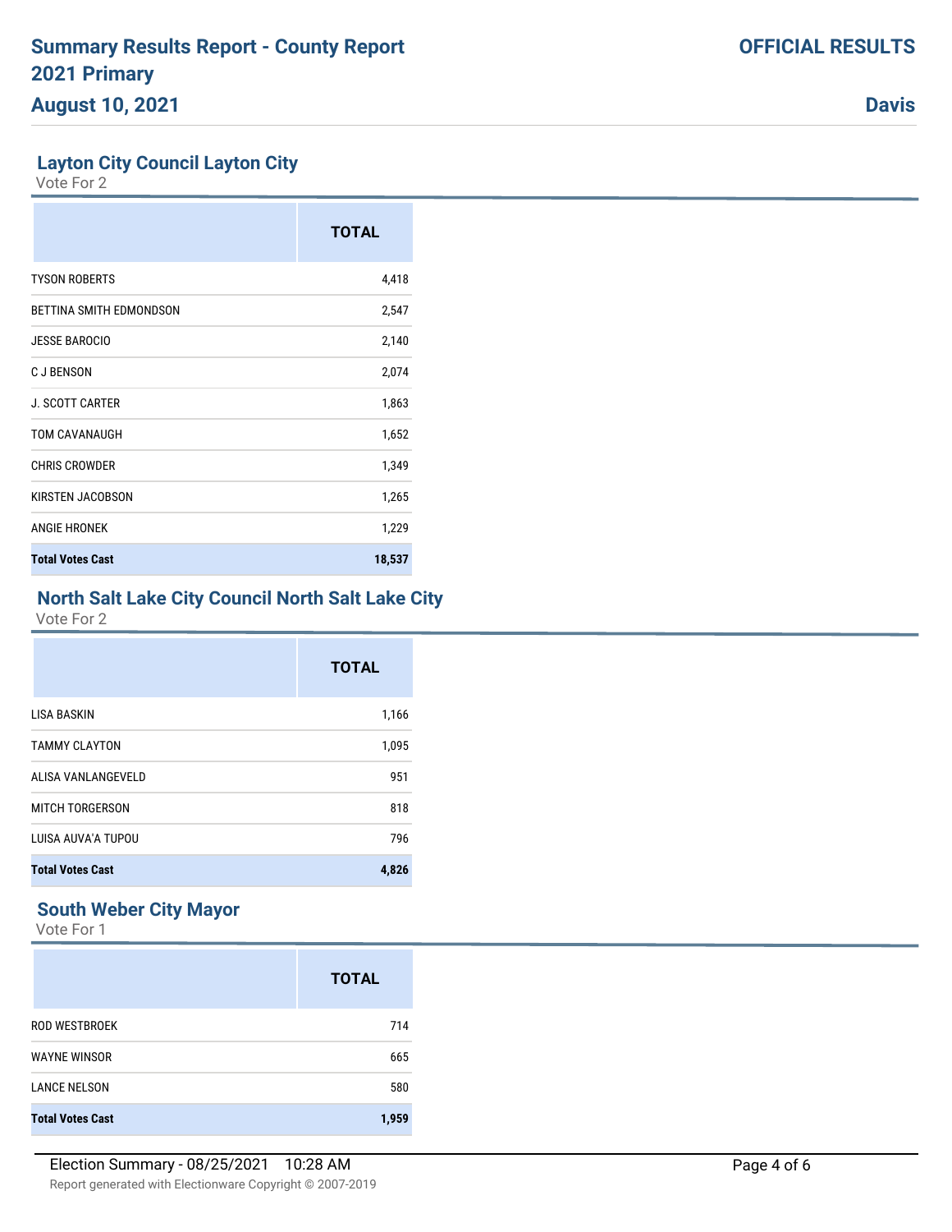# Summary Results Report - County Report
# 2021 Primary
# August 10, 2021

**OFFICIAL RESULTS**

**Davis**

## Layton City Council Layton City

Vote For 2

| | TOTAL |
|---|---|
| TYSON ROBERTS | 4,418 |
| BETTINA SMITH EDMONDSON | 2,547 |
| JESSE BAROCIO | 2,140 |
| C J BENSON | 2,074 |
| J. SCOTT CARTER | 1,863 |
| TOM CAVANAUGH | 1,652 |
| CHRIS CROWDER | 1,349 |
| KIRSTEN JACOBSON | 1,265 |
| ANGIE HRONEK | 1,229 |
| **Total Votes Cast** | **18,537** |

## North Salt Lake City Council North Salt Lake City

Vote For 2

| | TOTAL |
|---|---|
| LISA BASKIN | 1,166 |
| TAMMY CLAYTON | 1,095 |
| ALISA VANLANGEVELD | 951 |
| MITCH TORGERSON | 818 |
| LUISA AUVA'A TUPOU | 796 |
| **Total Votes Cast** | **4,826** |

## South Weber City Mayor

Vote For 1

| | TOTAL |
|---|---|
| ROD WESTBROEK | 714 |
| WAYNE WINSOR | 665 |
| LANCE NELSON | 580 |
| **Total Votes Cast** | **1,959** |

Election Summary - 08/25/2021 10:28 AM

Report generated with Electionware Copyright © 2007-2019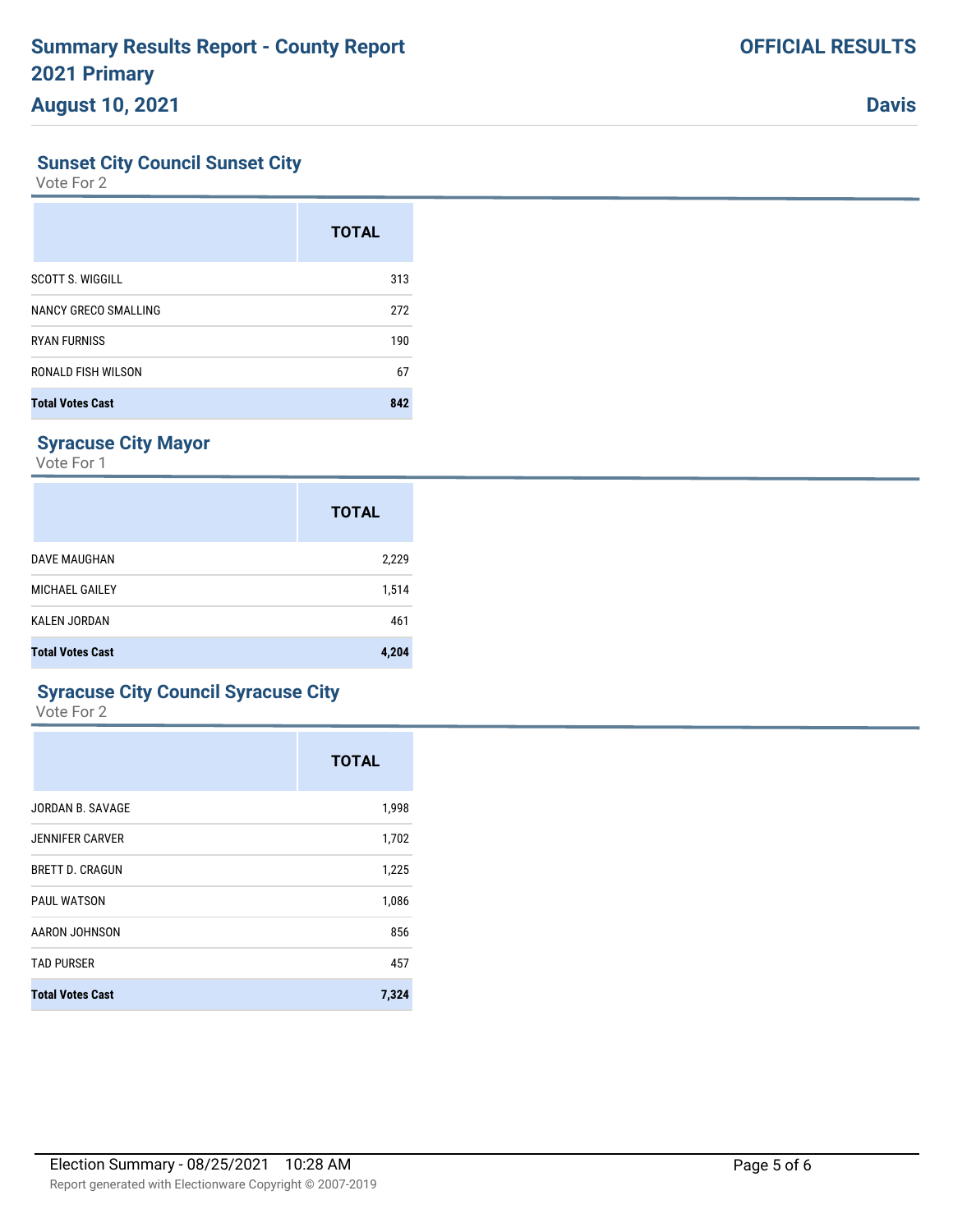## Sunset City Council Sunset City

Vote For 2

| | TOTAL |
|---|---|
| SCOTT S. WIGGILL | 313 |
| NANCY GRECO SMALLING | 272 |
| RYAN FURNISS | 190 |
| RONALD FISH WILSON | 67 |
| **Total Votes Cast** | **842** |

## Syracuse City Mayor

Vote For 1

| | TOTAL |
|---|---|
| DAVE MAUGHAN | 2,229 |
| MICHAEL GAILEY | 1,514 |
| KALEN JORDAN | 461 |
| **Total Votes Cast** | **4,204** |

## Syracuse City Council Syracuse City

Vote For 2

| | TOTAL |
|---|---|
| JORDAN B. SAVAGE | 1,998 |
| JENNIFER CARVER | 1,702 |
| BRETT D. CRAGUN | 1,225 |
| PAUL WATSON | 1,086 |
| AARON JOHNSON | 856 |
| TAD PURSER | 457 |
| **Total Votes Cast** | **7,324** |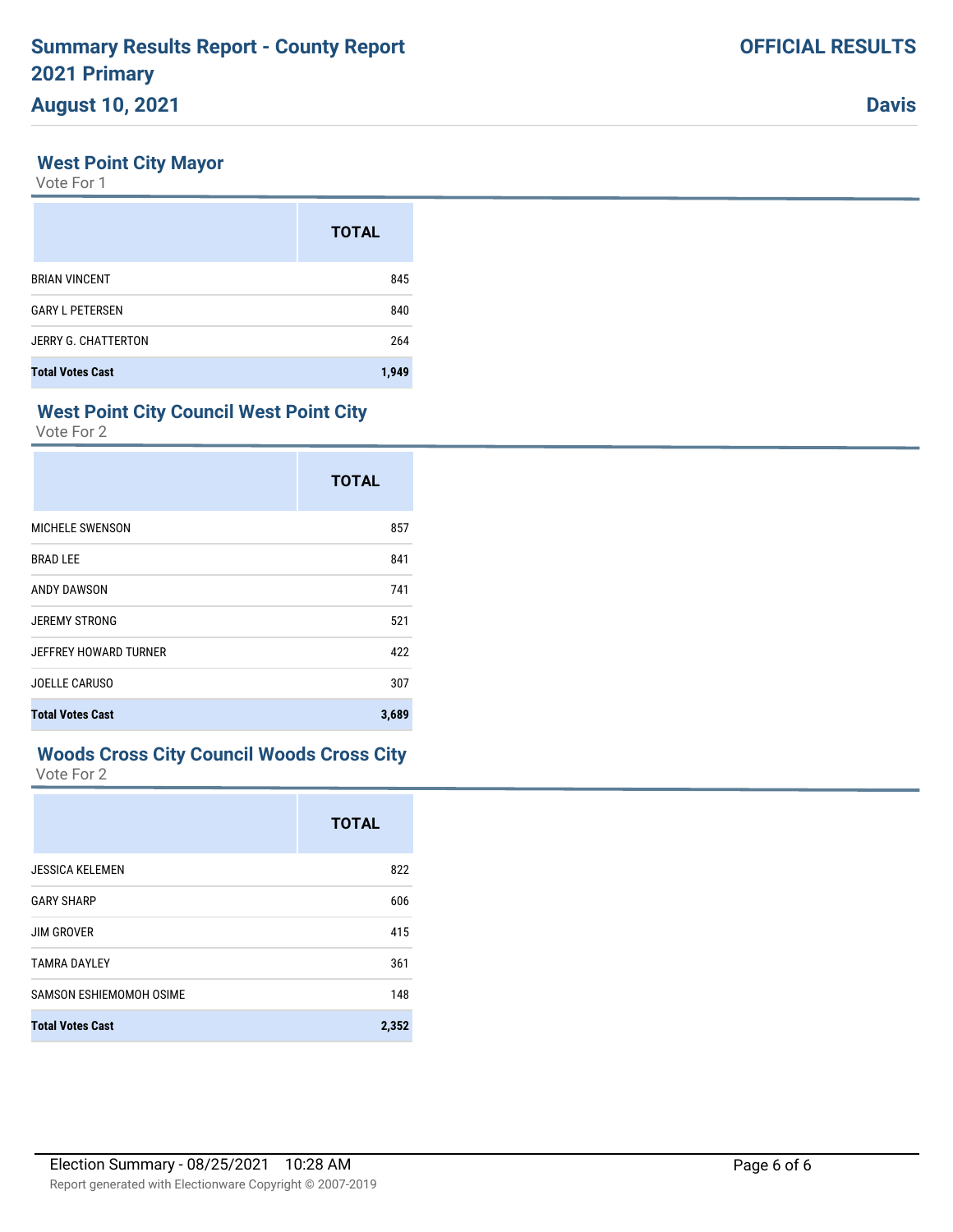## West Point City Mayor

Vote For 1

| | TOTAL |
|---|---|
| BRIAN VINCENT | 845 |
| GARY L PETERSEN | 840 |
| JERRY G. CHATTERTON | 264 |
| **Total Votes Cast** | **1,949** |

## West Point City Council West Point City

Vote For 2

| | TOTAL |
|---|---|
| MICHELE SWENSON | 857 |
| BRAD LEE | 841 |
| ANDY DAWSON | 741 |
| JEREMY STRONG | 521 |
| JEFFREY HOWARD TURNER | 422 |
| JOELLE CARUSO | 307 |
| **Total Votes Cast** | **3,689** |

## Woods Cross City Council Woods Cross City

Vote For 2

| | TOTAL |
|---|---|
| JESSICA KELEMEN | 822 |
| GARY SHARP | 606 |
| JIM GROVER | 415 |
| TAMRA DAYLEY | 361 |
| SAMSON ESHIEMOMOH OSIME | 148 |
| **Total Votes Cast** | **2,352** |